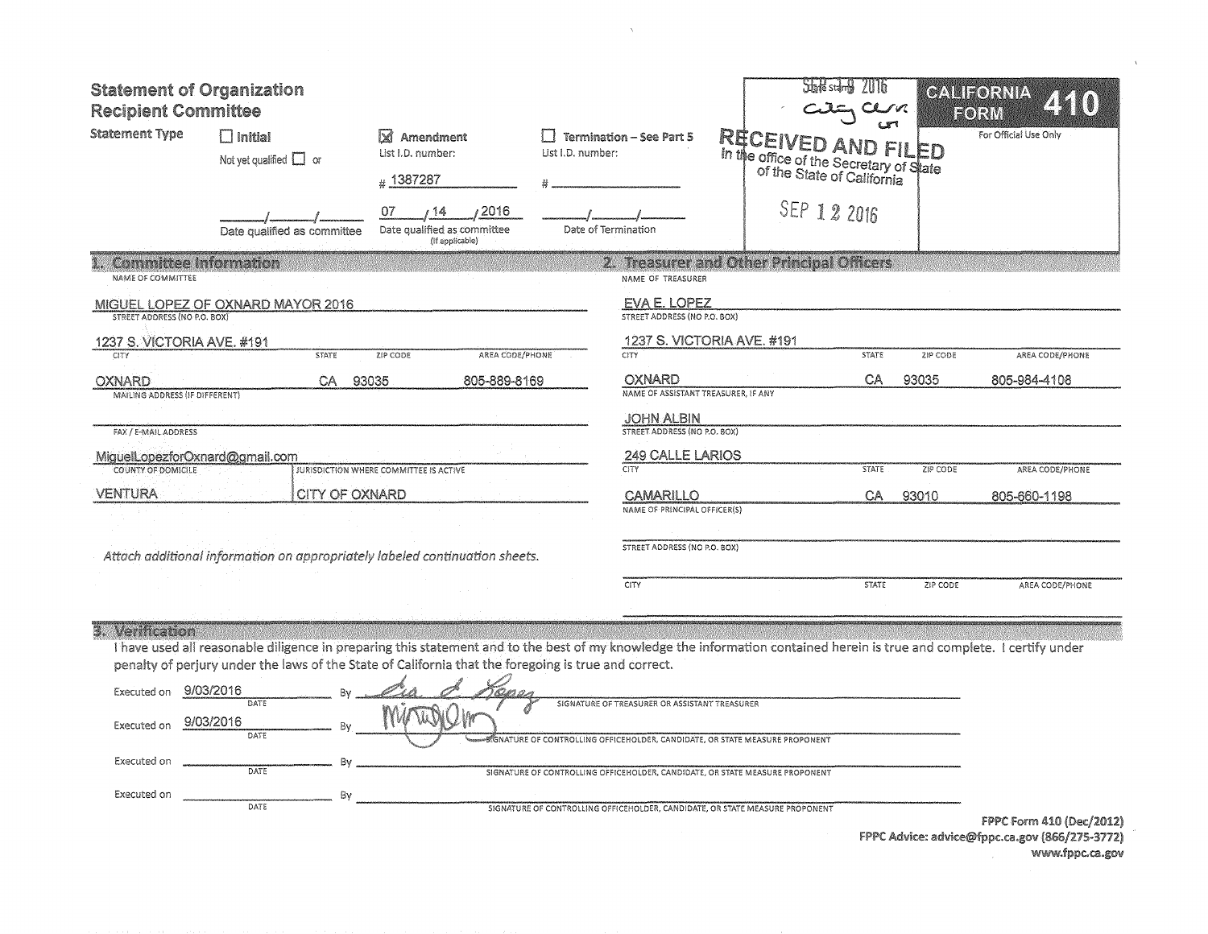# Statement of Organization
## Recipient Committee

**CALIFORNIA FORM 410**

For Official Use Only

SEP 19 2016
City Clerk

RECEIVED AND FILED in the office of the Secretary of State of the State of California

SEP 12 2016

**Statement Type**

- ☐ Initial — Not yet qualified ☐ or ___/___/___ Date qualified as committee
- ☒ Amendment — List I.D. number: # 1387287 — 07/14/2016 Date qualified as committee (If applicable)
- ☐ Termination – See Part 5 — List I.D. number: # ______ — ___/___/___ Date of Termination

## 1. Committee Information

NAME OF COMMITTEE: MIGUEL LOPEZ OF OXNARD MAYOR 2016

STREET ADDRESS (NO P.O. BOX): 1237 S. VICTORIA AVE. #191

| CITY | STATE | ZIP CODE | AREA CODE/PHONE |
|---|---|---|---|
| OXNARD | CA | 93035 | 805-889-8169 |

MAILING ADDRESS (IF DIFFERENT):

FAX / E-MAIL ADDRESS: MiguelLopezforOxnard@gmail.com

| COUNTY OF DOMICILE | JURISDICTION WHERE COMMITTEE IS ACTIVE |
|---|---|
| VENTURA | CITY OF OXNARD |

*Attach additional information on appropriately labeled continuation sheets.*

## 2. Treasurer and Other Principal Officers

NAME OF TREASURER: EVA E. LOPEZ

STREET ADDRESS (NO P.O. BOX): 1237 S. VICTORIA AVE. #191

| CITY | STATE | ZIP CODE | AREA CODE/PHONE |
|---|---|---|---|
| OXNARD | CA | 93035 | 805-984-4108 |

NAME OF ASSISTANT TREASURER, IF ANY: JOHN ALBIN

STREET ADDRESS (NO P.O. BOX): 249 CALLE LARIOS

| CITY | STATE | ZIP CODE | AREA CODE/PHONE |
|---|---|---|---|
| CAMARILLO | CA | 93010 | 805-660-1198 |

NAME OF PRINCIPAL OFFICER(S):

STREET ADDRESS (NO P.O. BOX):

| CITY | STATE | ZIP CODE | AREA CODE/PHONE |
|---|---|---|---|
| | | | |

## 3. Verification

I have used all reasonable diligence in preparing this statement and to the best of my knowledge the information contained herein is true and complete. I certify under penalty of perjury under the laws of the State of California that the foregoing is true and correct.

Executed on 9/03/2016 (DATE) By *Eva E. Lopez* — SIGNATURE OF TREASURER OR ASSISTANT TREASURER

Executed on 9/03/2016 (DATE) By *[signature]* — SIGNATURE OF CONTROLLING OFFICEHOLDER, CANDIDATE, OR STATE MEASURE PROPONENT

Executed on ________ (DATE) By ________ — SIGNATURE OF CONTROLLING OFFICEHOLDER, CANDIDATE, OR STATE MEASURE PROPONENT

Executed on ________ (DATE) By ________ — SIGNATURE OF CONTROLLING OFFICEHOLDER, CANDIDATE, OR STATE MEASURE PROPONENT

FPPC Form 410 (Dec/2012)
FPPC Advice: advice@fppc.ca.gov (866/275-3772)
www.fppc.ca.gov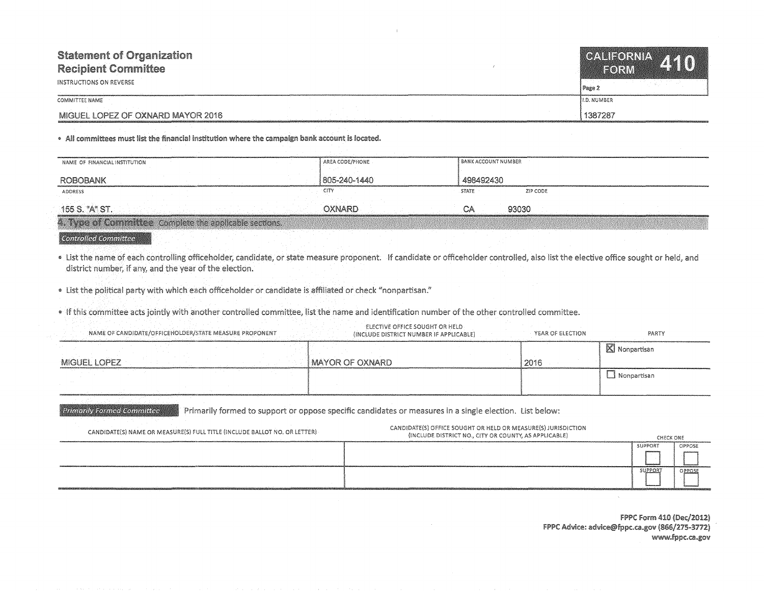# Statement of Organization Recipient Committee

INSTRUCTIONS ON REVERSE

**CALIFORNIA FORM 410**

Page 2

| COMMITTEE NAME | I.D. NUMBER |
| --- | --- |
| MIGUEL LOPEZ OF OXNARD MAYOR 2016 | 1387287 |

- **All committees must list the financial institution where the campaign bank account is located.**

| NAME OF FINANCIAL INSTITUTION | AREA CODE/PHONE | BANK ACCOUNT NUMBER | |
| --- | --- | --- | --- |
| ROBOBANK | 805-240-1440 | 498492430 | |
| **ADDRESS** | **CITY** | **STATE** | **ZIP CODE** |
| 155 S. "A" ST. | OXNARD | CA | 93030 |

## 4. Type of Committee

Complete the applicable sections.

### Controlled Committee

- List the name of each controlling officeholder, candidate, or state measure proponent. If candidate or officeholder controlled, also list the elective office sought or held, and district number, if any, and the year of the election.
- List the political party with which each officeholder or candidate is affiliated or check "nonpartisan."
- If this committee acts jointly with another controlled committee, list the name and identification number of the other controlled committee.

| NAME OF CANDIDATE/OFFICEHOLDER/STATE MEASURE PROPONENT | ELECTIVE OFFICE SOUGHT OR HELD (INCLUDE DISTRICT NUMBER IF APPLICABLE) | YEAR OF ELECTION | PARTY |
| --- | --- | --- | --- |
| MIGUEL LOPEZ | MAYOR OF OXNARD | 2016 | ☒ Nonpartisan |
| | | | ☐ Nonpartisan |

### Primarily Formed Committee

Primarily formed to support or oppose specific candidates or measures in a single election. List below:

| CANDIDATE(S) NAME OR MEASURE(S) FULL TITLE (INCLUDE BALLOT NO. OR LETTER) | CANDIDATE(S) OFFICE SOUGHT OR HELD OR MEASURE(S) JURISDICTION (INCLUDE DISTRICT NO., CITY OR COUNTY, AS APPLICABLE) | CHECK ONE | |
| --- | --- | --- | --- |
| | | ☐ SUPPORT | ☐ OPPOSE |
| | | ☐ SUPPORT | ☐ OPPOSE |

FPPC Form 410 (Dec/2012)
FPPC Advice: advice@fppc.ca.gov (866/275-3772)
www.fppc.ca.gov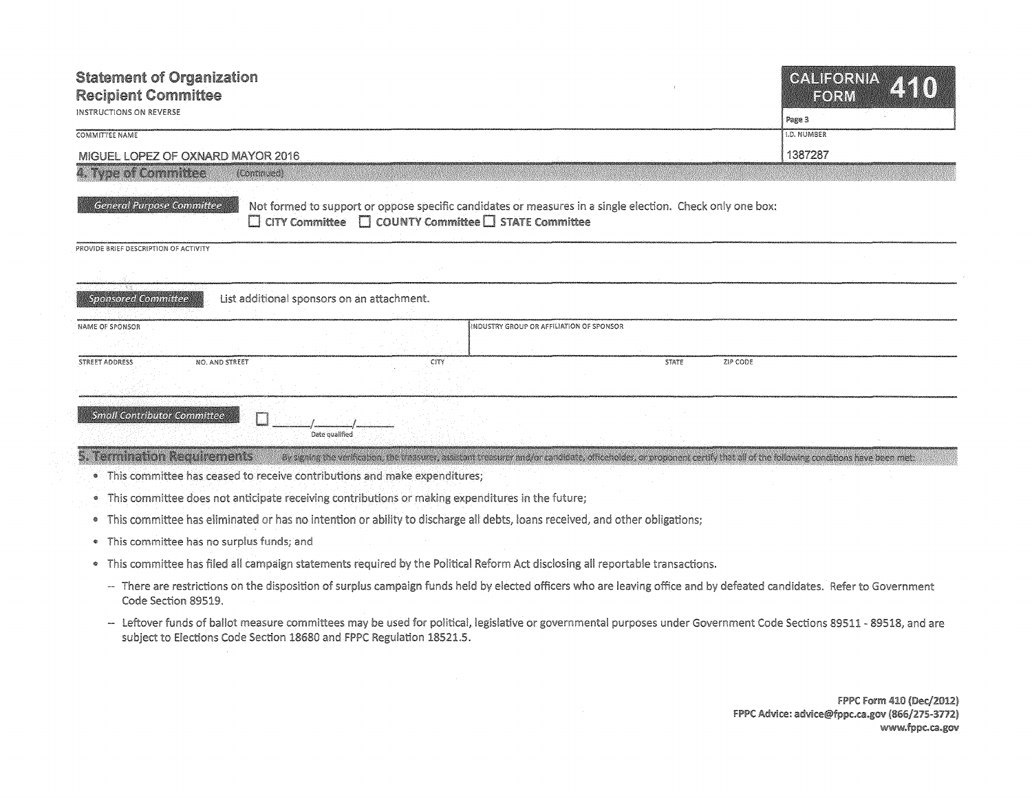# Statement of Organization Recipient Committee

INSTRUCTIONS ON REVERSE

**CALIFORNIA FORM 410**

Page 3

| COMMITTEE NAME | I.D. NUMBER |
| --- | --- |
| MIGUEL LOPEZ OF OXNARD MAYOR 2016 | 1387287 |

## 4. Type of Committee (Continued)

**General Purpose Committee** Not formed to support or oppose specific candidates or measures in a single election. Check only one box:

☐ CITY Committee ☐ COUNTY Committee ☐ STATE Committee

PROVIDE BRIEF DESCRIPTION OF ACTIVITY

**Sponsored Committee** List additional sponsors on an attachment.

| NAME OF SPONSOR | | | INDUSTRY GROUP OR AFFILIATION OF SPONSOR | |
| --- | --- | --- | --- | --- |
| STREET ADDRESS NO. AND STREET | | CITY | STATE | ZIP CODE |

**Small Contributor Committee** ☐ \_\_\_\_/\_\_\_\_/\_\_\_\_ Date qualified

## 5. Termination Requirements

By signing the verification, the treasurer, assistant treasurer and/or candidate, officeholder, or proponent certify that all of the following conditions have been met:

- This committee has ceased to receive contributions and make expenditures;
- This committee does not anticipate receiving contributions or making expenditures in the future;
- This committee has eliminated or has no intention or ability to discharge all debts, loans received, and other obligations;
- This committee has no surplus funds; and
- This committee has filed all campaign statements required by the Political Reform Act disclosing all reportable transactions.
  - -- There are restrictions on the disposition of surplus campaign funds held by elected officers who are leaving office and by defeated candidates. Refer to Government Code Section 89519.
  - -- Leftover funds of ballot measure committees may be used for political, legislative or governmental purposes under Government Code Sections 89511 - 89518, and are subject to Elections Code Section 18680 and FPPC Regulation 18521.5.

FPPC Form 410 (Dec/2012)
FPPC Advice: advice@fppc.ca.gov (866/275-3772)
www.fppc.ca.gov